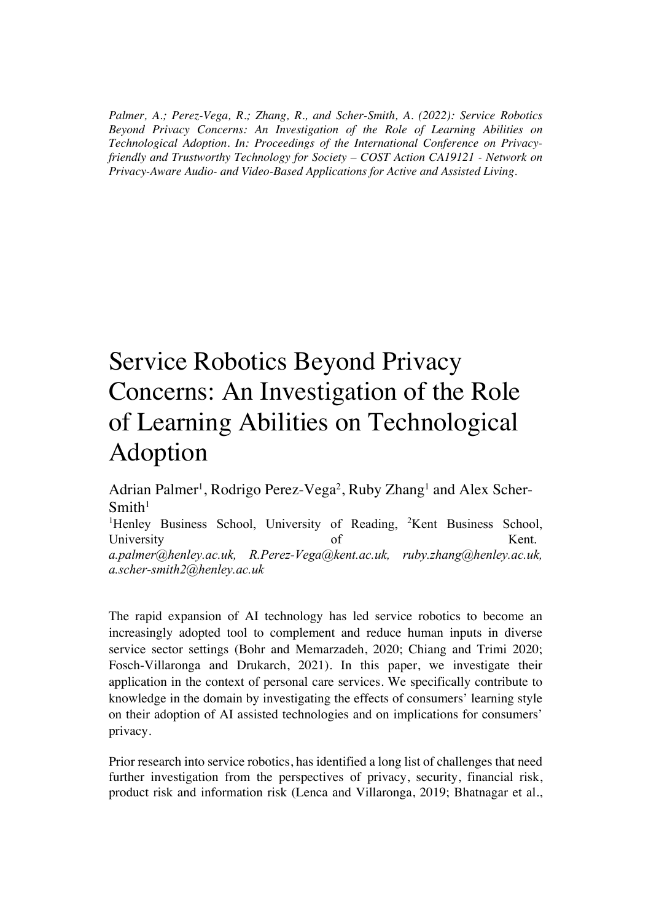*Palmer, A.; Perez-Vega, R.; Zhang, R., and Scher-Smith, A. (2022): Service Robotics Beyond Privacy Concerns: An Investigation of the Role of Learning Abilities on Technological Adoption. In: Proceedings of the International Conference on Privacy-friendly and Trustworthy Technology for Society – COST Action CA19121 - Network on Privacy-Aware Audio- and Video-Based Applications for Active and Assisted Living.*

# Service Robotics Beyond Privacy Concerns: An Investigation of the Role of Learning Abilities on Technological Adoption

Adrian Palmer[1], Rodrigo Perez-Vega[2], Ruby Zhang[1] and Alex Scher-Smith[1]

[1]Henley Business School, University of Reading, [2]Kent Business School, University of Kent.
*a.palmer@henley.ac.uk, R.Perez-Vega@kent.ac.uk, ruby.zhang@henley.ac.uk, a.scher-smith2@henley.ac.uk*

The rapid expansion of AI technology has led service robotics to become an increasingly adopted tool to complement and reduce human inputs in diverse service sector settings (Bohr and Memarzadeh, 2020; Chiang and Trimi 2020; Fosch-Villaronga and Drukarch, 2021). In this paper, we investigate their application in the context of personal care services. We specifically contribute to knowledge in the domain by investigating the effects of consumers' learning style on their adoption of AI assisted technologies and on implications for consumers' privacy.

Prior research into service robotics, has identified a long list of challenges that need further investigation from the perspectives of privacy, security, financial risk, product risk and information risk (Lenca and Villaronga, 2019; Bhatnagar et al.,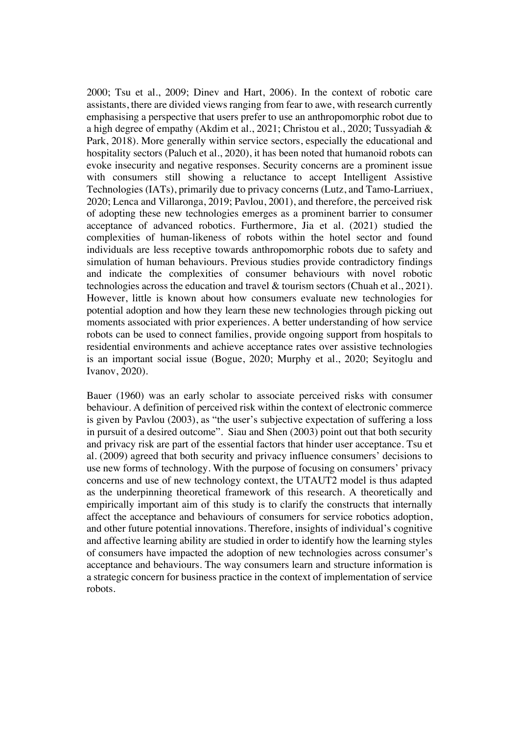2000; Tsu et al., 2009; Dinev and Hart, 2006). In the context of robotic care assistants, there are divided views ranging from fear to awe, with research currently emphasising a perspective that users prefer to use an anthropomorphic robot due to a high degree of empathy (Akdim et al., 2021; Christou et al., 2020; Tussyadiah & Park, 2018). More generally within service sectors, especially the educational and hospitality sectors (Paluch et al., 2020), it has been noted that humanoid robots can evoke insecurity and negative responses. Security concerns are a prominent issue with consumers still showing a reluctance to accept Intelligent Assistive Technologies (IATs), primarily due to privacy concerns (Lutz, and Tamo-Larriuex, 2020; Lenca and Villaronga, 2019; Pavlou, 2001), and therefore, the perceived risk of adopting these new technologies emerges as a prominent barrier to consumer acceptance of advanced robotics. Furthermore, Jia et al. (2021) studied the complexities of human-likeness of robots within the hotel sector and found individuals are less receptive towards anthropomorphic robots due to safety and simulation of human behaviours. Previous studies provide contradictory findings and indicate the complexities of consumer behaviours with novel robotic technologies across the education and travel & tourism sectors (Chuah et al., 2021). However, little is known about how consumers evaluate new technologies for potential adoption and how they learn these new technologies through picking out moments associated with prior experiences. A better understanding of how service robots can be used to connect families, provide ongoing support from hospitals to residential environments and achieve acceptance rates over assistive technologies is an important social issue (Bogue, 2020; Murphy et al., 2020; Seyitoglu and Ivanov, 2020).

Bauer (1960) was an early scholar to associate perceived risks with consumer behaviour. A definition of perceived risk within the context of electronic commerce is given by Pavlou (2003), as "the user's subjective expectation of suffering a loss in pursuit of a desired outcome". Siau and Shen (2003) point out that both security and privacy risk are part of the essential factors that hinder user acceptance. Tsu et al. (2009) agreed that both security and privacy influence consumers' decisions to use new forms of technology. With the purpose of focusing on consumers' privacy concerns and use of new technology context, the UTAUT2 model is thus adapted as the underpinning theoretical framework of this research. A theoretically and empirically important aim of this study is to clarify the constructs that internally affect the acceptance and behaviours of consumers for service robotics adoption, and other future potential innovations. Therefore, insights of individual's cognitive and affective learning ability are studied in order to identify how the learning styles of consumers have impacted the adoption of new technologies across consumer's acceptance and behaviours. The way consumers learn and structure information is a strategic concern for business practice in the context of implementation of service robots.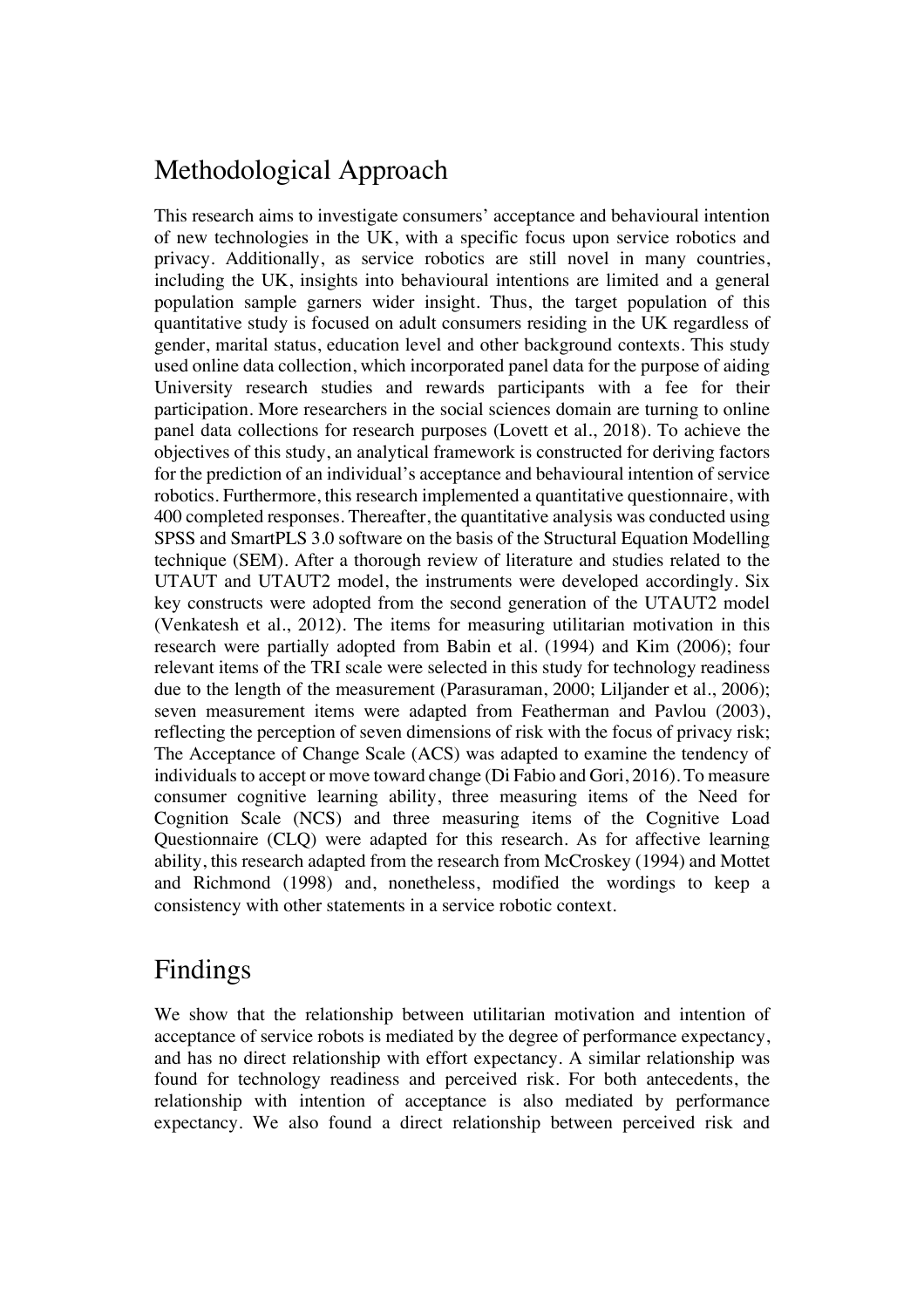## Methodological Approach

This research aims to investigate consumers' acceptance and behavioural intention of new technologies in the UK, with a specific focus upon service robotics and privacy. Additionally, as service robotics are still novel in many countries, including the UK, insights into behavioural intentions are limited and a general population sample garners wider insight. Thus, the target population of this quantitative study is focused on adult consumers residing in the UK regardless of gender, marital status, education level and other background contexts. This study used online data collection, which incorporated panel data for the purpose of aiding University research studies and rewards participants with a fee for their participation. More researchers in the social sciences domain are turning to online panel data collections for research purposes (Lovett et al., 2018). To achieve the objectives of this study, an analytical framework is constructed for deriving factors for the prediction of an individual's acceptance and behavioural intention of service robotics. Furthermore, this research implemented a quantitative questionnaire, with 400 completed responses. Thereafter, the quantitative analysis was conducted using SPSS and SmartPLS 3.0 software on the basis of the Structural Equation Modelling technique (SEM). After a thorough review of literature and studies related to the UTAUT and UTAUT2 model, the instruments were developed accordingly. Six key constructs were adopted from the second generation of the UTAUT2 model (Venkatesh et al., 2012). The items for measuring utilitarian motivation in this research were partially adopted from Babin et al. (1994) and Kim (2006); four relevant items of the TRI scale were selected in this study for technology readiness due to the length of the measurement (Parasuraman, 2000; Liljander et al., 2006); seven measurement items were adapted from Featherman and Pavlou (2003), reflecting the perception of seven dimensions of risk with the focus of privacy risk; The Acceptance of Change Scale (ACS) was adapted to examine the tendency of individuals to accept or move toward change (Di Fabio and Gori, 2016). To measure consumer cognitive learning ability, three measuring items of the Need for Cognition Scale (NCS) and three measuring items of the Cognitive Load Questionnaire (CLQ) were adapted for this research. As for affective learning ability, this research adapted from the research from McCroskey (1994) and Mottet and Richmond (1998) and, nonetheless, modified the wordings to keep a consistency with other statements in a service robotic context.

## Findings

We show that the relationship between utilitarian motivation and intention of acceptance of service robots is mediated by the degree of performance expectancy, and has no direct relationship with effort expectancy. A similar relationship was found for technology readiness and perceived risk. For both antecedents, the relationship with intention of acceptance is also mediated by performance expectancy. We also found a direct relationship between perceived risk and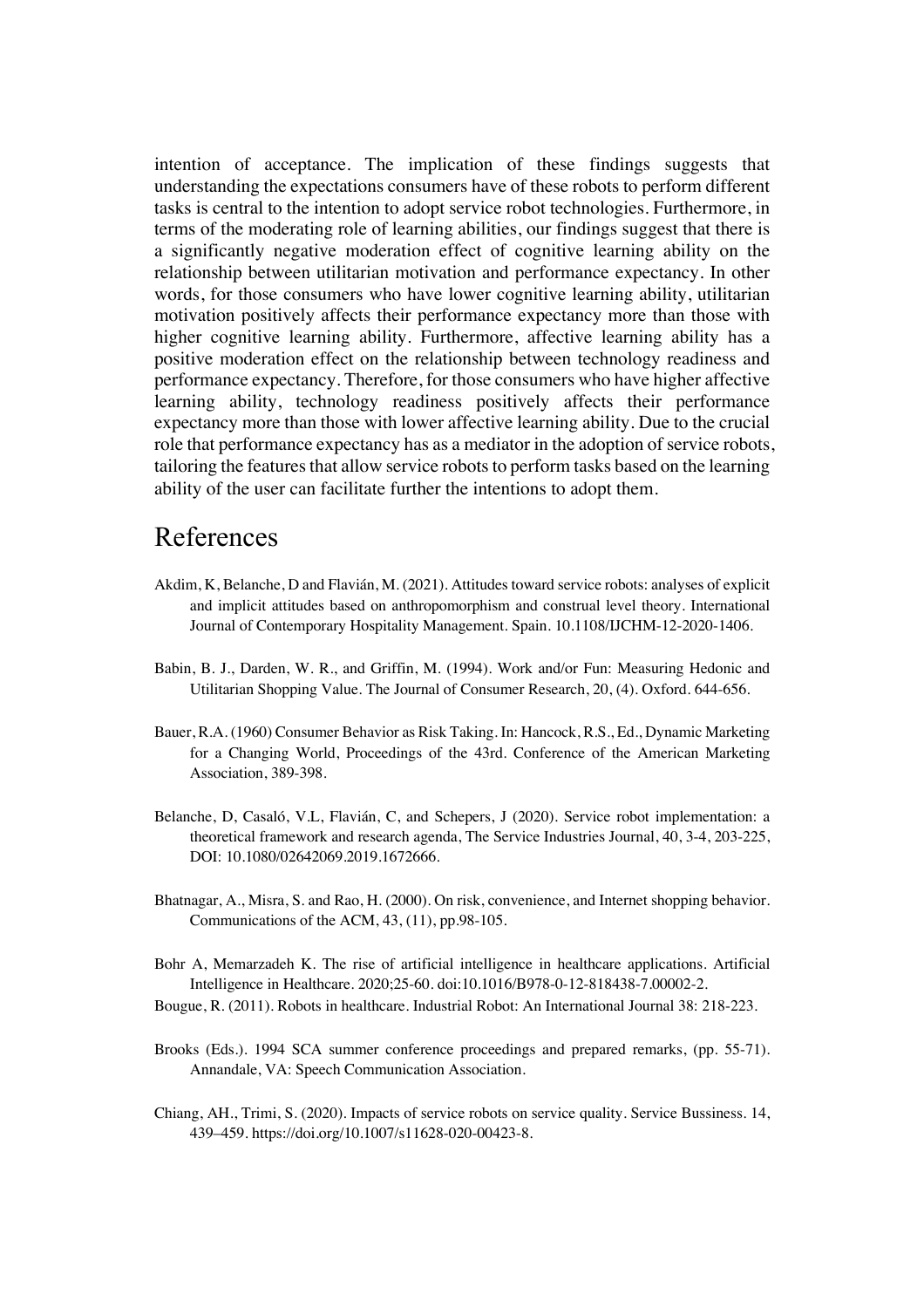intention of acceptance. The implication of these findings suggests that understanding the expectations consumers have of these robots to perform different tasks is central to the intention to adopt service robot technologies. Furthermore, in terms of the moderating role of learning abilities, our findings suggest that there is a significantly negative moderation effect of cognitive learning ability on the relationship between utilitarian motivation and performance expectancy. In other words, for those consumers who have lower cognitive learning ability, utilitarian motivation positively affects their performance expectancy more than those with higher cognitive learning ability. Furthermore, affective learning ability has a positive moderation effect on the relationship between technology readiness and performance expectancy. Therefore, for those consumers who have higher affective learning ability, technology readiness positively affects their performance expectancy more than those with lower affective learning ability. Due to the crucial role that performance expectancy has as a mediator in the adoption of service robots, tailoring the features that allow service robots to perform tasks based on the learning ability of the user can facilitate further the intentions to adopt them.

# References

Akdim, K, Belanche, D and Flavián, M. (2021). Attitudes toward service robots: analyses of explicit and implicit attitudes based on anthropomorphism and construal level theory. International Journal of Contemporary Hospitality Management. Spain. 10.1108/IJCHM-12-2020-1406.

Babin, B. J., Darden, W. R., and Griffin, M. (1994). Work and/or Fun: Measuring Hedonic and Utilitarian Shopping Value. The Journal of Consumer Research, 20, (4). Oxford. 644-656.

Bauer, R.A. (1960) Consumer Behavior as Risk Taking. In: Hancock, R.S., Ed., Dynamic Marketing for a Changing World, Proceedings of the 43rd. Conference of the American Marketing Association, 389-398.

Belanche, D, Casaló, V.L, Flavián, C, and Schepers, J (2020). Service robot implementation: a theoretical framework and research agenda, The Service Industries Journal, 40, 3-4, 203-225, DOI: 10.1080/02642069.2019.1672666.

Bhatnagar, A., Misra, S. and Rao, H. (2000). On risk, convenience, and Internet shopping behavior. Communications of the ACM, 43, (11), pp.98-105.

Bohr A, Memarzadeh K. The rise of artificial intelligence in healthcare applications. Artificial Intelligence in Healthcare. 2020;25-60. doi:10.1016/B978-0-12-818438-7.00002-2.

Bougue, R. (2011). Robots in healthcare. Industrial Robot: An International Journal 38: 218-223.

Brooks (Eds.). 1994 SCA summer conference proceedings and prepared remarks, (pp. 55-71). Annandale, VA: Speech Communication Association.

Chiang, AH., Trimi, S. (2020). Impacts of service robots on service quality. Service Bussiness. 14, 439–459. https://doi.org/10.1007/s11628-020-00423-8.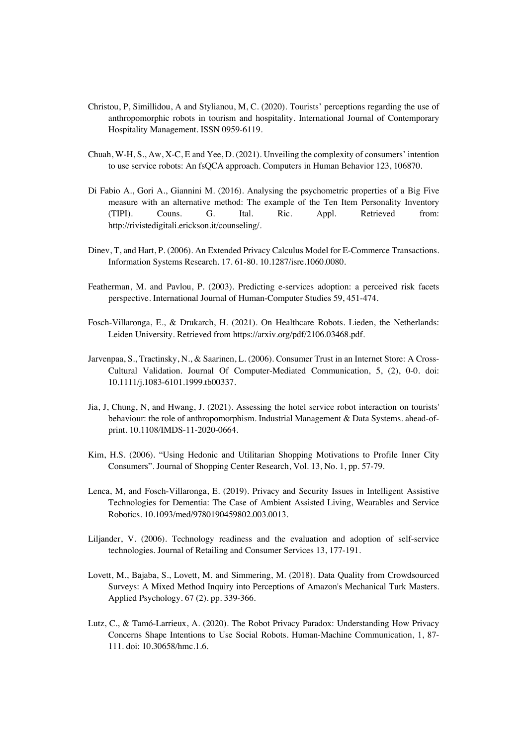Christou, P, Simillidou, A and Stylianou, M, C. (2020). Tourists' perceptions regarding the use of anthropomorphic robots in tourism and hospitality. International Journal of Contemporary Hospitality Management. ISSN 0959-6119.

Chuah, W-H, S., Aw, X-C, E and Yee, D. (2021). Unveiling the complexity of consumers' intention to use service robots: An fsQCA approach. Computers in Human Behavior 123, 106870.

Di Fabio A., Gori A., Giannini M. (2016). Analysing the psychometric properties of a Big Five measure with an alternative method: The example of the Ten Item Personality Inventory (TIPI). Couns. G. Ital. Ric. Appl. Retrieved from: http://rivistedigitali.erickson.it/counseling/.

Dinev, T, and Hart, P. (2006). An Extended Privacy Calculus Model for E-Commerce Transactions. Information Systems Research. 17. 61-80. 10.1287/isre.1060.0080.

Featherman, M. and Pavlou, P. (2003). Predicting e-services adoption: a perceived risk facets perspective. International Journal of Human-Computer Studies 59, 451-474.

Fosch-Villaronga, E., & Drukarch, H. (2021). On Healthcare Robots. Lieden, the Netherlands: Leiden University. Retrieved from https://arxiv.org/pdf/2106.03468.pdf.

Jarvenpaa, S., Tractinsky, N., & Saarinen, L. (2006). Consumer Trust in an Internet Store: A Cross-Cultural Validation. Journal Of Computer-Mediated Communication, 5, (2), 0-0. doi: 10.1111/j.1083-6101.1999.tb00337.

Jia, J, Chung, N, and Hwang, J. (2021). Assessing the hotel service robot interaction on tourists' behaviour: the role of anthropomorphism. Industrial Management & Data Systems. ahead-of-print. 10.1108/IMDS-11-2020-0664.

Kim, H.S. (2006). "Using Hedonic and Utilitarian Shopping Motivations to Profile Inner City Consumers". Journal of Shopping Center Research, Vol. 13, No. 1, pp. 57-79.

Lenca, M, and Fosch-Villaronga, E. (2019). Privacy and Security Issues in Intelligent Assistive Technologies for Dementia: The Case of Ambient Assisted Living, Wearables and Service Robotics. 10.1093/med/9780190459802.003.0013.

Liljander, V. (2006). Technology readiness and the evaluation and adoption of self-service technologies. Journal of Retailing and Consumer Services 13, 177-191.

Lovett, M., Bajaba, S., Lovett, M. and Simmering, M. (2018). Data Quality from Crowdsourced Surveys: A Mixed Method Inquiry into Perceptions of Amazon's Mechanical Turk Masters. Applied Psychology. 67 (2). pp. 339-366.

Lutz, C., & Tamó-Larrieux, A. (2020). The Robot Privacy Paradox: Understanding How Privacy Concerns Shape Intentions to Use Social Robots. Human-Machine Communication, 1, 87-111. doi: 10.30658/hmc.1.6.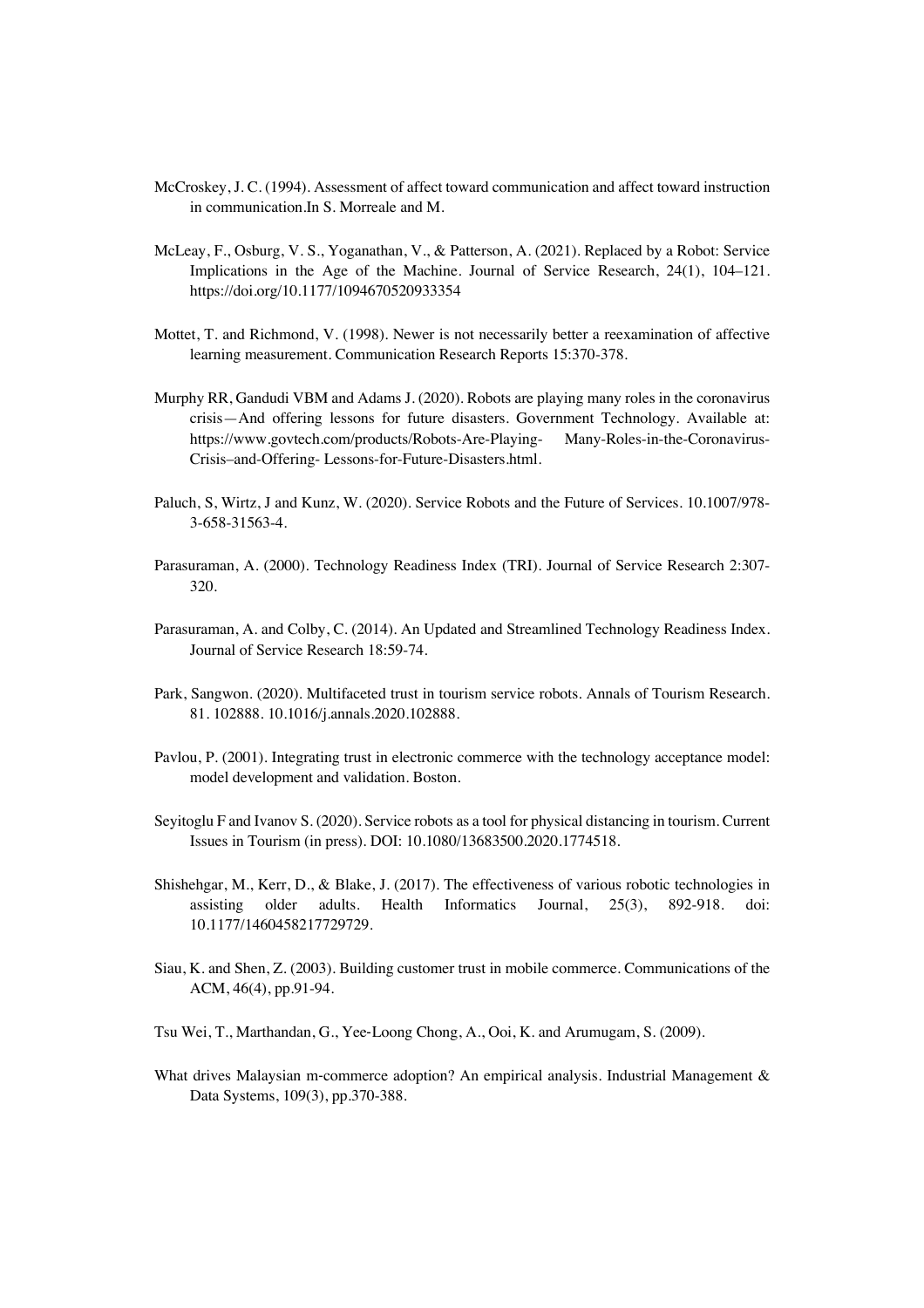McCroskey, J. C. (1994). Assessment of affect toward communication and affect toward instruction in communication.In S. Morreale and M.

McLeay, F., Osburg, V. S., Yoganathan, V., & Patterson, A. (2021). Replaced by a Robot: Service Implications in the Age of the Machine. Journal of Service Research, 24(1), 104–121. https://doi.org/10.1177/1094670520933354

Mottet, T. and Richmond, V. (1998). Newer is not necessarily better a reexamination of affective learning measurement. Communication Research Reports 15:370-378.

Murphy RR, Gandudi VBM and Adams J. (2020). Robots are playing many roles in the coronavirus crisis—And offering lessons for future disasters. Government Technology. Available at: https://www.govtech.com/products/Robots-Are-Playing- Many-Roles-in-the-Coronavirus-Crisis–and-Offering- Lessons-for-Future-Disasters.html.

Paluch, S, Wirtz, J and Kunz, W. (2020). Service Robots and the Future of Services. 10.1007/978-3-658-31563-4.

Parasuraman, A. (2000). Technology Readiness Index (TRI). Journal of Service Research 2:307-320.

Parasuraman, A. and Colby, C. (2014). An Updated and Streamlined Technology Readiness Index. Journal of Service Research 18:59-74.

Park, Sangwon. (2020). Multifaceted trust in tourism service robots. Annals of Tourism Research. 81. 102888. 10.1016/j.annals.2020.102888.

Pavlou, P. (2001). Integrating trust in electronic commerce with the technology acceptance model: model development and validation. Boston.

Seyitoglu F and Ivanov S. (2020). Service robots as a tool for physical distancing in tourism. Current Issues in Tourism (in press). DOI: 10.1080/13683500.2020.1774518.

Shishehgar, M., Kerr, D., & Blake, J. (2017). The effectiveness of various robotic technologies in assisting older adults. Health Informatics Journal, 25(3), 892-918. doi: 10.1177/1460458217729729.

Siau, K. and Shen, Z. (2003). Building customer trust in mobile commerce. Communications of the ACM, 46(4), pp.91-94.

Tsu Wei, T., Marthandan, G., Yee-Loong Chong, A., Ooi, K. and Arumugam, S. (2009).

What drives Malaysian m-commerce adoption? An empirical analysis. Industrial Management & Data Systems, 109(3), pp.370-388.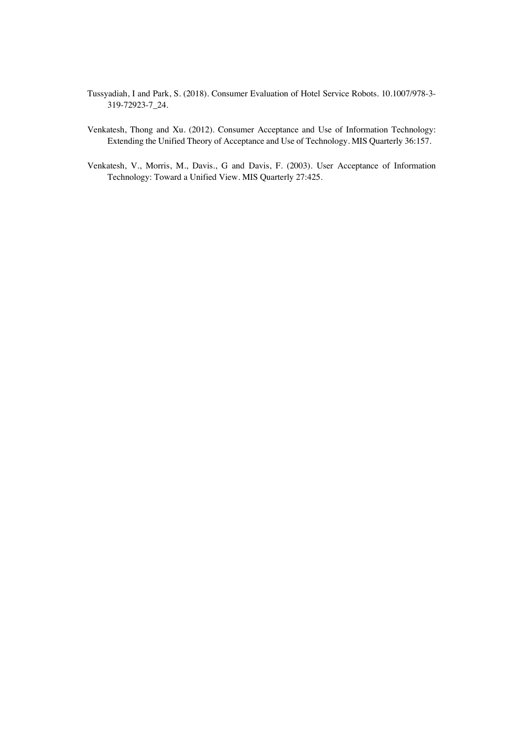Tussyadiah, I and Park, S. (2018). Consumer Evaluation of Hotel Service Robots. 10.1007/978-3-319-72923-7_24.

Venkatesh, Thong and Xu. (2012). Consumer Acceptance and Use of Information Technology: Extending the Unified Theory of Acceptance and Use of Technology. MIS Quarterly 36:157.

Venkatesh, V., Morris, M., Davis., G and Davis, F. (2003). User Acceptance of Information Technology: Toward a Unified View. MIS Quarterly 27:425.